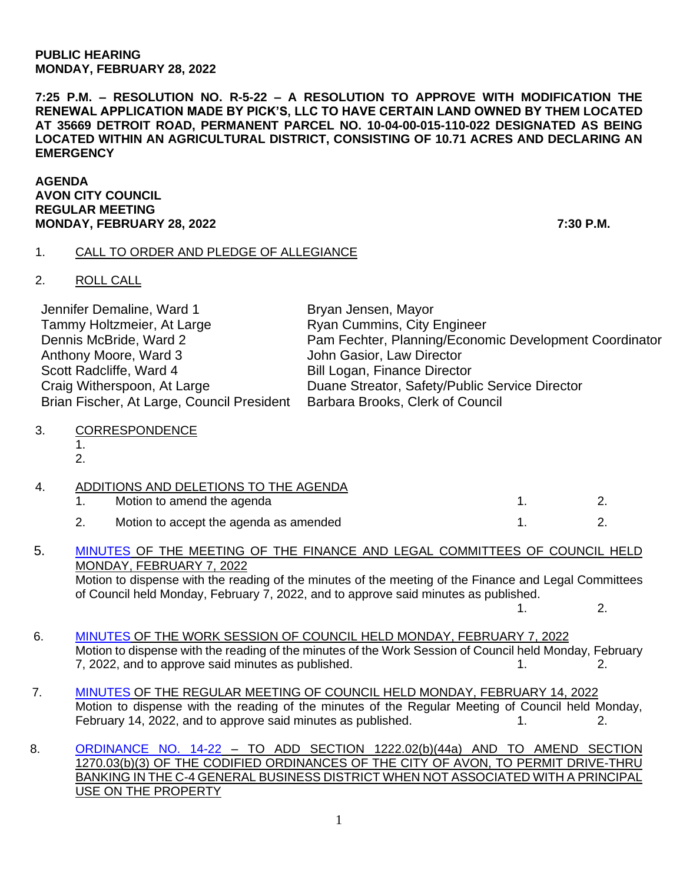**PUBLIC HEARING**
**MONDAY, FEBRUARY 28, 2022**

**7:25 P.M. – RESOLUTION NO. R-5-22 – A RESOLUTION TO APPROVE WITH MODIFICATION THE RENEWAL APPLICATION MADE BY PICK'S, LLC TO HAVE CERTAIN LAND OWNED BY THEM LOCATED AT 35669 DETROIT ROAD, PERMANENT PARCEL NO. 10-04-00-015-110-022 DESIGNATED AS BEING LOCATED WITHIN AN AGRICULTURAL DISTRICT, CONSISTING OF 10.71 ACRES AND DECLARING AN EMERGENCY**

**AGENDA**
**AVON CITY COUNCIL**
**REGULAR MEETING**
**MONDAY, FEBRUARY 28, 2022** **7:30 P.M.**

1. CALL TO ORDER AND PLEDGE OF ALLEGIANCE

2. ROLL CALL

| | |
|---|---|
| Jennifer Demaline, Ward 1 | Bryan Jensen, Mayor |
| Tammy Holtzmeier, At Large | Ryan Cummins, City Engineer |
| Dennis McBride, Ward 2 | Pam Fechter, Planning/Economic Development Coordinator |
| Anthony Moore, Ward 3 | John Gasior, Law Director |
| Scott Radcliffe, Ward 4 | Bill Logan, Finance Director |
| Craig Witherspoon, At Large | Duane Streator, Safety/Public Service Director |
| Brian Fischer, At Large, Council President | Barbara Brooks, Clerk of Council |

3. CORRESPONDENCE
   1.
   2.

4. ADDITIONS AND DELETIONS TO THE AGENDA
   1. Motion to amend the agenda 1. 2.
   2. Motion to accept the agenda as amended 1. 2.

5. MINUTES OF THE MEETING OF THE FINANCE AND LEGAL COMMITTEES OF COUNCIL HELD MONDAY, FEBRUARY 7, 2022
   Motion to dispense with the reading of the minutes of the meeting of the Finance and Legal Committees of Council held Monday, February 7, 2022, and to approve said minutes as published.
   1. 2.

6. MINUTES OF THE WORK SESSION OF COUNCIL HELD MONDAY, FEBRUARY 7, 2022
   Motion to dispense with the reading of the minutes of the Work Session of Council held Monday, February 7, 2022, and to approve said minutes as published. 1. 2.

7. MINUTES OF THE REGULAR MEETING OF COUNCIL HELD MONDAY, FEBRUARY 14, 2022
   Motion to dispense with the reading of the minutes of the Regular Meeting of Council held Monday, February 14, 2022, and to approve said minutes as published. 1. 2.

8. ORDINANCE NO. 14-22 – TO ADD SECTION 1222.02(b)(44a) AND TO AMEND SECTION 1270.03(b)(3) OF THE CODIFIED ORDINANCES OF THE CITY OF AVON, TO PERMIT DRIVE-THRU BANKING IN THE C-4 GENERAL BUSINESS DISTRICT WHEN NOT ASSOCIATED WITH A PRINCIPAL USE ON THE PROPERTY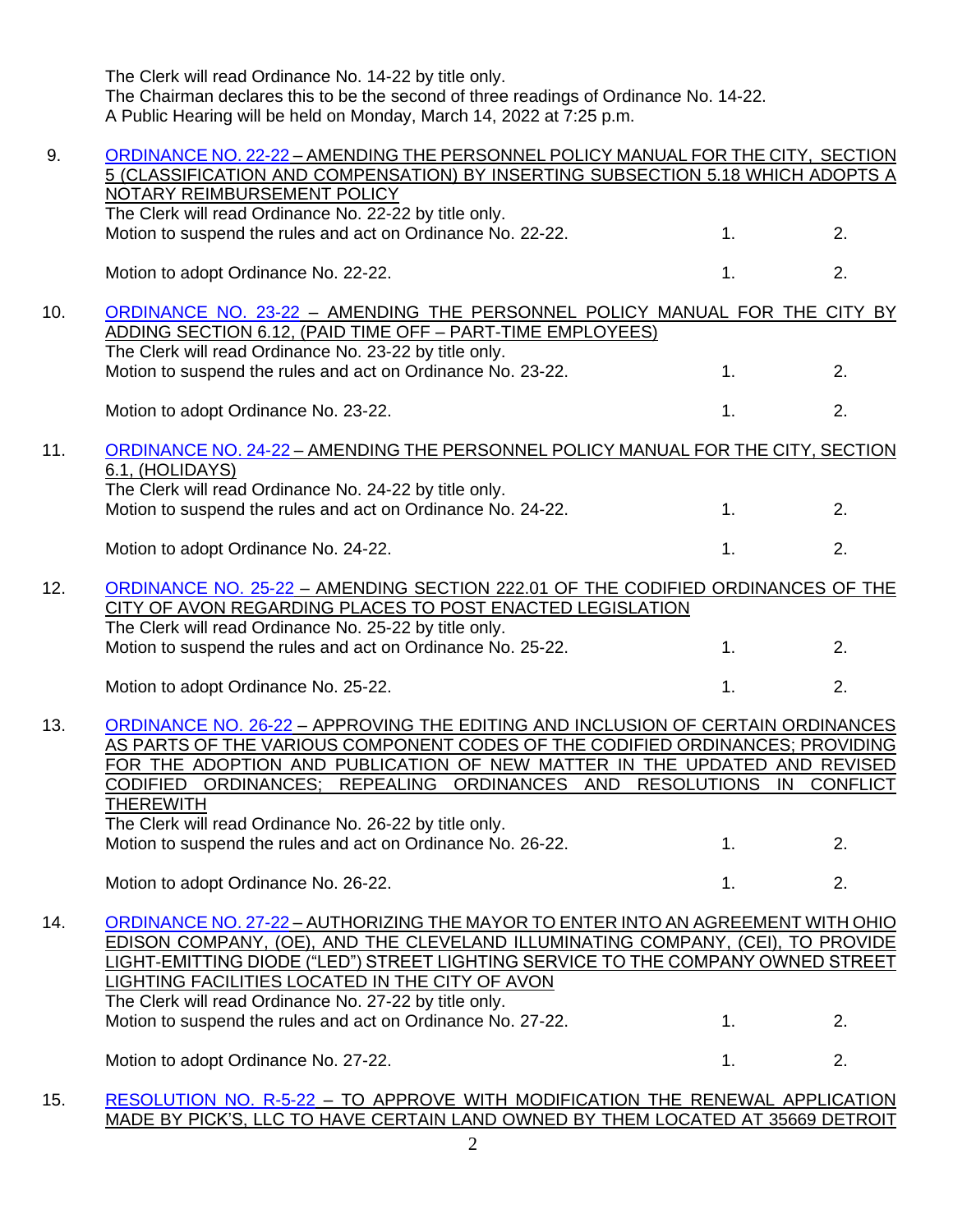The Clerk will read Ordinance No. 14-22 by title only.
The Chairman declares this to be the second of three readings of Ordinance No. 14-22.
A Public Hearing will be held on Monday, March 14, 2022 at 7:25 p.m.

9. ORDINANCE NO. 22-22 – AMENDING THE PERSONNEL POLICY MANUAL FOR THE CITY, SECTION 5 (CLASSIFICATION AND COMPENSATION) BY INSERTING SUBSECTION 5.18 WHICH ADOPTS A NOTARY REIMBURSEMENT POLICY
The Clerk will read Ordinance No. 22-22 by title only.
Motion to suspend the rules and act on Ordinance No. 22-22. 1. 2.

Motion to adopt Ordinance No. 22-22. 1. 2.

10. ORDINANCE NO. 23-22 – AMENDING THE PERSONNEL POLICY MANUAL FOR THE CITY BY ADDING SECTION 6.12, (PAID TIME OFF – PART-TIME EMPLOYEES)
The Clerk will read Ordinance No. 23-22 by title only.
Motion to suspend the rules and act on Ordinance No. 23-22. 1. 2.

Motion to adopt Ordinance No. 23-22. 1. 2.

11. ORDINANCE NO. 24-22 – AMENDING THE PERSONNEL POLICY MANUAL FOR THE CITY, SECTION 6.1, (HOLIDAYS)
The Clerk will read Ordinance No. 24-22 by title only.
Motion to suspend the rules and act on Ordinance No. 24-22. 1. 2.

Motion to adopt Ordinance No. 24-22. 1. 2.

12. ORDINANCE NO. 25-22 – AMENDING SECTION 222.01 OF THE CODIFIED ORDINANCES OF THE CITY OF AVON REGARDING PLACES TO POST ENACTED LEGISLATION
The Clerk will read Ordinance No. 25-22 by title only.
Motion to suspend the rules and act on Ordinance No. 25-22. 1. 2.

Motion to adopt Ordinance No. 25-22. 1. 2.

13. ORDINANCE NO. 26-22 – APPROVING THE EDITING AND INCLUSION OF CERTAIN ORDINANCES AS PARTS OF THE VARIOUS COMPONENT CODES OF THE CODIFIED ORDINANCES; PROVIDING FOR THE ADOPTION AND PUBLICATION OF NEW MATTER IN THE UPDATED AND REVISED CODIFIED ORDINANCES; REPEALING ORDINANCES AND RESOLUTIONS IN CONFLICT THEREWITH
The Clerk will read Ordinance No. 26-22 by title only.
Motion to suspend the rules and act on Ordinance No. 26-22. 1. 2.

Motion to adopt Ordinance No. 26-22. 1. 2.

14. ORDINANCE NO. 27-22 – AUTHORIZING THE MAYOR TO ENTER INTO AN AGREEMENT WITH OHIO EDISON COMPANY, (OE), AND THE CLEVELAND ILLUMINATING COMPANY, (CEI), TO PROVIDE LIGHT-EMITTING DIODE ("LED") STREET LIGHTING SERVICE TO THE COMPANY OWNED STREET LIGHTING FACILITIES LOCATED IN THE CITY OF AVON
The Clerk will read Ordinance No. 27-22 by title only.
Motion to suspend the rules and act on Ordinance No. 27-22. 1. 2.

Motion to adopt Ordinance No. 27-22. 1. 2.

15. RESOLUTION NO. R-5-22 – TO APPROVE WITH MODIFICATION THE RENEWAL APPLICATION MADE BY PICK'S, LLC TO HAVE CERTAIN LAND OWNED BY THEM LOCATED AT 35669 DETROIT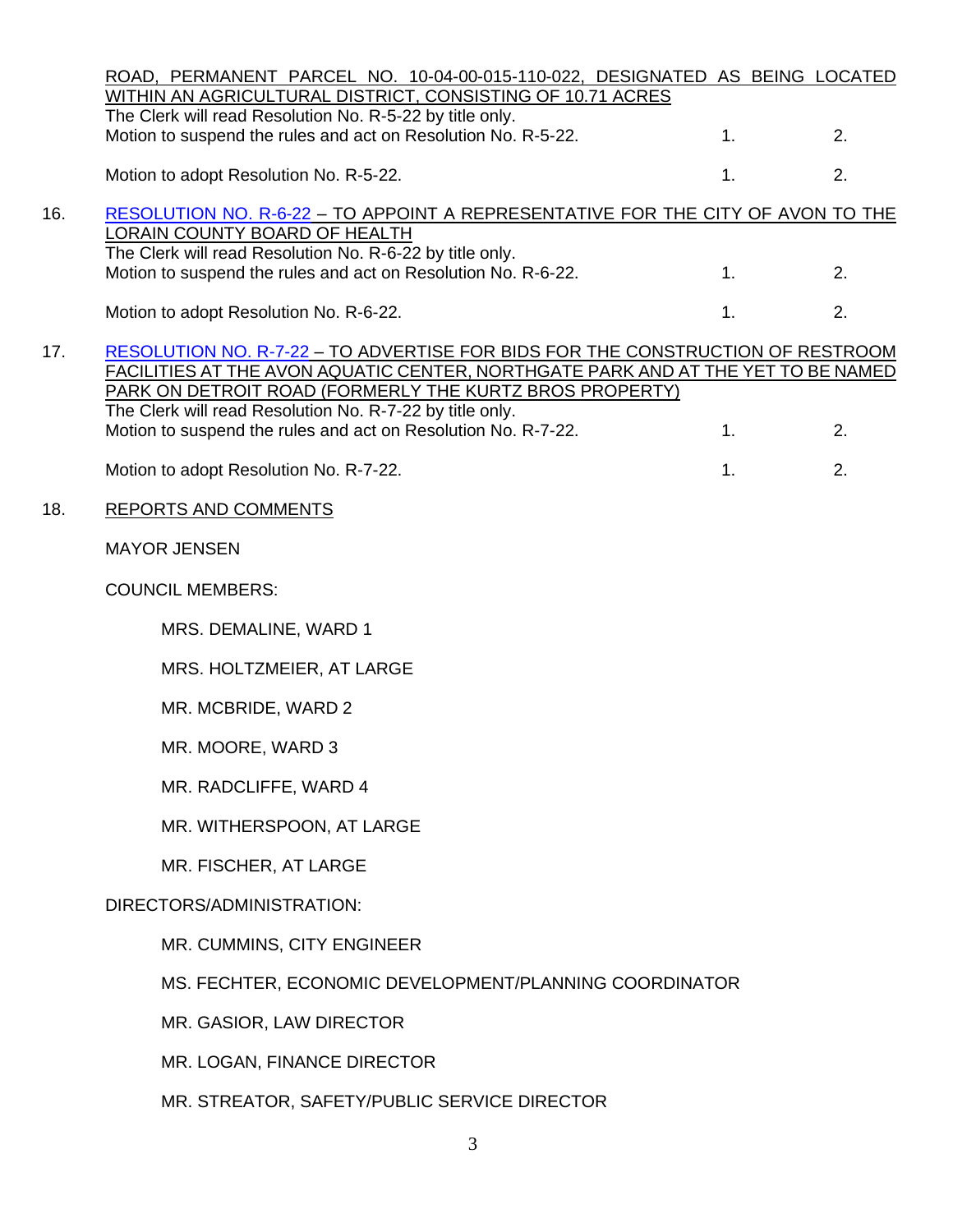ROAD, PERMANENT PARCEL NO. 10-04-00-015-110-022, DESIGNATED AS BEING LOCATED WITHIN AN AGRICULTURAL DISTRICT, CONSISTING OF 10.71 ACRES

The Clerk will read Resolution No. R-5-22 by title only.

Motion to suspend the rules and act on Resolution No. R-5-22. 1. 2.

Motion to adopt Resolution No. R-5-22. 1. 2.

16. RESOLUTION NO. R-6-22 – TO APPOINT A REPRESENTATIVE FOR THE CITY OF AVON TO THE LORAIN COUNTY BOARD OF HEALTH

The Clerk will read Resolution No. R-6-22 by title only.

Motion to suspend the rules and act on Resolution No. R-6-22. 1. 2.

Motion to adopt Resolution No. R-6-22. 1. 2.

17. RESOLUTION NO. R-7-22 – TO ADVERTISE FOR BIDS FOR THE CONSTRUCTION OF RESTROOM FACILITIES AT THE AVON AQUATIC CENTER, NORTHGATE PARK AND AT THE YET TO BE NAMED PARK ON DETROIT ROAD (FORMERLY THE KURTZ BROS PROPERTY)

The Clerk will read Resolution No. R-7-22 by title only.

Motion to suspend the rules and act on Resolution No. R-7-22. 1. 2.

Motion to adopt Resolution No. R-7-22. 1. 2.

18. REPORTS AND COMMENTS

MAYOR JENSEN

COUNCIL MEMBERS:

- MRS. DEMALINE, WARD 1
- MRS. HOLTZMEIER, AT LARGE
- MR. MCBRIDE, WARD 2
- MR. MOORE, WARD 3
- MR. RADCLIFFE, WARD 4
- MR. WITHERSPOON, AT LARGE
- MR. FISCHER, AT LARGE

DIRECTORS/ADMINISTRATION:

- MR. CUMMINS, CITY ENGINEER
- MS. FECHTER, ECONOMIC DEVELOPMENT/PLANNING COORDINATOR
- MR. GASIOR, LAW DIRECTOR
- MR. LOGAN, FINANCE DIRECTOR
- MR. STREATOR, SAFETY/PUBLIC SERVICE DIRECTOR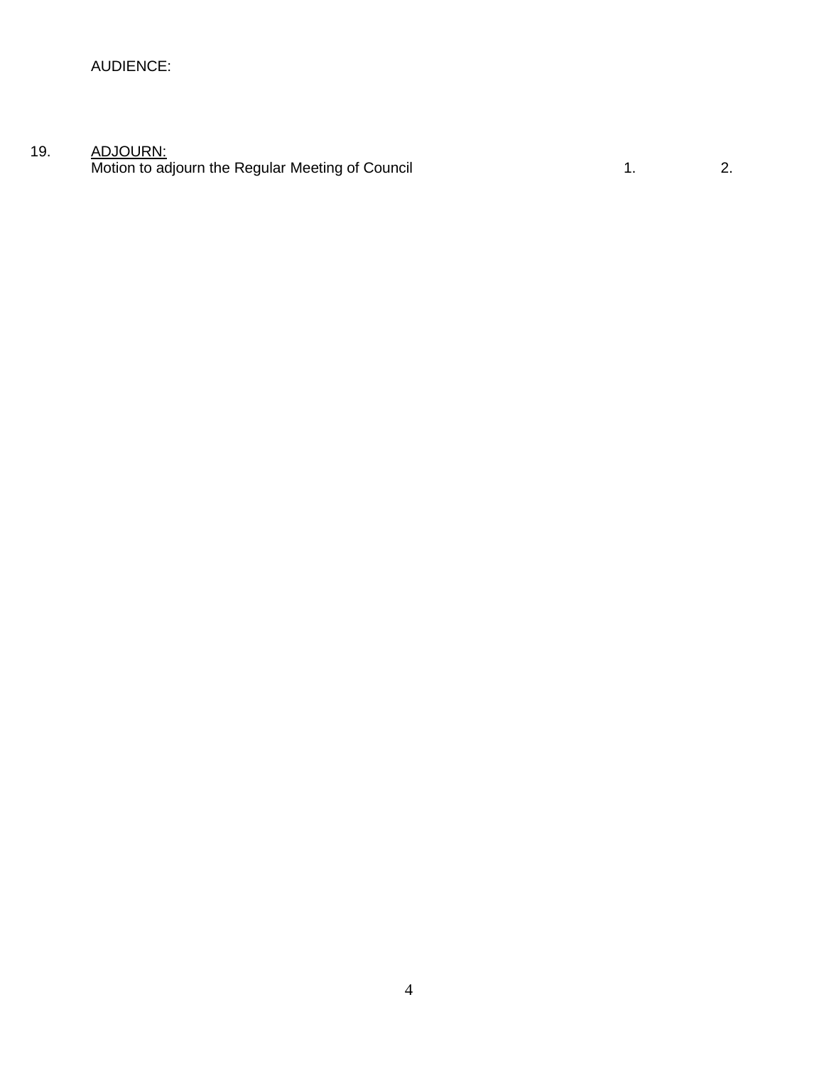AUDIENCE:

19. <u>ADJOURN:</u>
    Motion to adjourn the Regular Meeting of Council    1.    2.